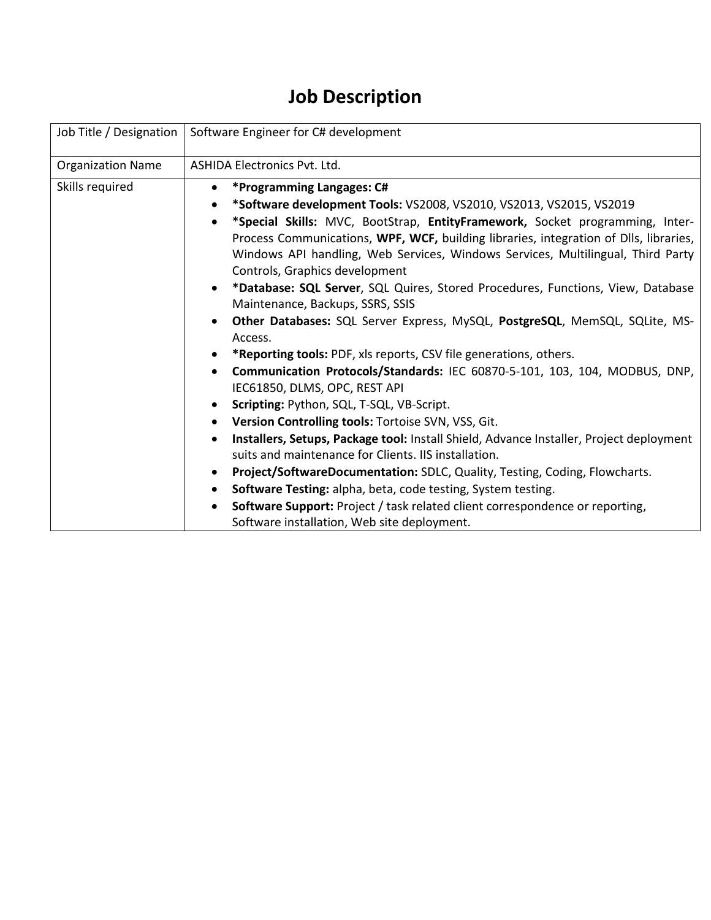# Job Description

| Job Title / Designation | Software Engineer for C# development |
|---|---|
| Organization Name | ASHIDA Electronics Pvt. Ltd. |
| Skills required | • **\*Programming Langages: C#**<br>• **\*Software development Tools:** VS2008, VS2010, VS2013, VS2015, VS2019<br>• **\*Special Skills:** MVC, BootStrap, **EntityFramework,** Socket programming, Inter-Process Communications, **WPF, WCF,** building libraries, integration of Dlls, libraries, Windows API handling, Web Services, Windows Services, Multilingual, Third Party Controls, Graphics development<br>• **\*Database: SQL Server**, SQL Quires, Stored Procedures, Functions, View, Database Maintenance, Backups, SSRS, SSIS<br>• **Other Databases:** SQL Server Express, MySQL, **PostgreSQL**, MemSQL, SQLite, MS-Access.<br>• **\*Reporting tools:** PDF, xls reports, CSV file generations, others.<br>• **Communication Protocols/Standards:** IEC 60870-5-101, 103, 104, MODBUS, DNP, IEC61850, DLMS, OPC, REST API<br>• **Scripting:** Python, SQL, T-SQL, VB-Script.<br>• **Version Controlling tools:** Tortoise SVN, VSS, Git.<br>• **Installers, Setups, Package tool:** Install Shield, Advance Installer, Project deployment suits and maintenance for Clients. IIS installation.<br>• **Project/SoftwareDocumentation:** SDLC, Quality, Testing, Coding, Flowcharts.<br>• **Software Testing:** alpha, beta, code testing, System testing.<br>• **Software Support:** Project / task related client correspondence or reporting, Software installation, Web site deployment. |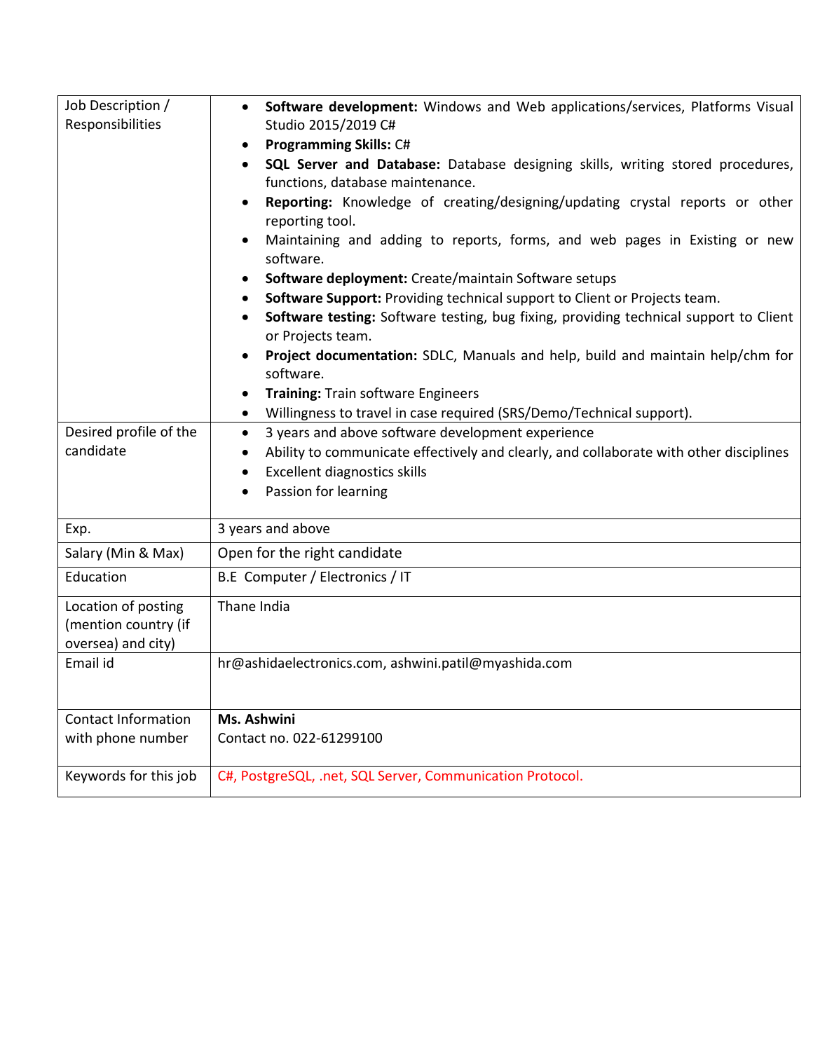| | |
|---|---|
| Job Description / Responsibilities | • **Software development:** Windows and Web applications/services, Platforms Visual Studio 2015/2019 C#<br>• **Programming Skills:** C#<br>• **SQL Server and Database:** Database designing skills, writing stored procedures, functions, database maintenance.<br>• **Reporting:** Knowledge of creating/designing/updating crystal reports or other reporting tool.<br>• Maintaining and adding to reports, forms, and web pages in Existing or new software.<br>• **Software deployment:** Create/maintain Software setups<br>• **Software Support:** Providing technical support to Client or Projects team.<br>• **Software testing:** Software testing, bug fixing, providing technical support to Client or Projects team.<br>• **Project documentation:** SDLC, Manuals and help, build and maintain help/chm for software.<br>• **Training:** Train software Engineers<br>• Willingness to travel in case required (SRS/Demo/Technical support). |
| Desired profile of the candidate | • 3 years and above software development experience<br>• Ability to communicate effectively and clearly, and collaborate with other disciplines<br>• Excellent diagnostics skills<br>• Passion for learning |
| Exp. | 3 years and above |
| Salary (Min & Max) | Open for the right candidate |
| Education | B.E Computer / Electronics / IT |
| Location of posting (mention country (if oversea) and city) | Thane India |
| Email id | hr@ashidaelectronics.com, ashwini.patil@myashida.com |
| Contact Information with phone number | **Ms. Ashwini**<br>Contact no. 022-61299100 |
| Keywords for this job | C#, PostgreSQL, .net, SQL Server, Communication Protocol. |